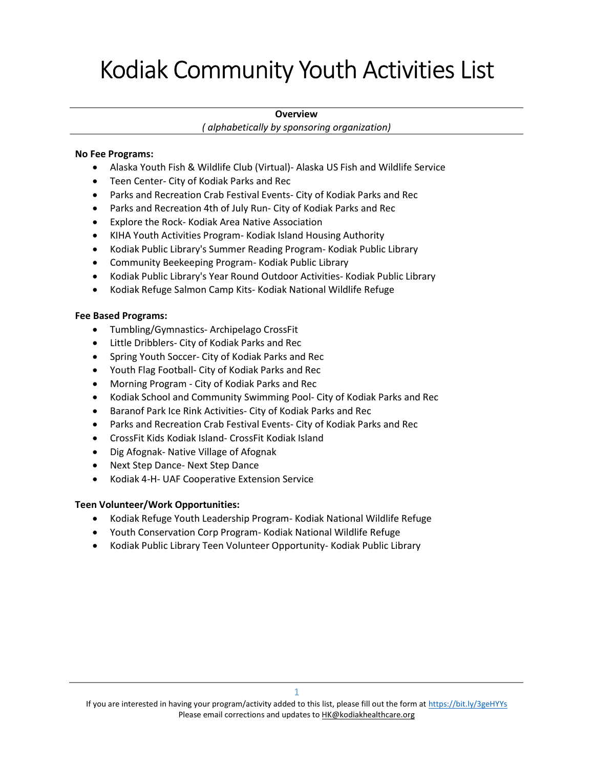# Kodiak Community Youth Activities List

**Overview**

*( alphabetically by sponsoring organization)*

**No Fee Programs:**

- Alaska Youth Fish & Wildlife Club (Virtual)- Alaska US Fish and Wildlife Service
- Teen Center- City of Kodiak Parks and Rec
- Parks and Recreation Crab Festival Events- City of Kodiak Parks and Rec
- Parks and Recreation 4th of July Run- City of Kodiak Parks and Rec
- Explore the Rock- Kodiak Area Native Association
- KIHA Youth Activities Program- Kodiak Island Housing Authority
- Kodiak Public Library's Summer Reading Program- Kodiak Public Library
- Community Beekeeping Program- Kodiak Public Library
- Kodiak Public Library's Year Round Outdoor Activities- Kodiak Public Library
- Kodiak Refuge Salmon Camp Kits- Kodiak National Wildlife Refuge

**Fee Based Programs:**

- Tumbling/Gymnastics- Archipelago CrossFit
- Little Dribblers- City of Kodiak Parks and Rec
- Spring Youth Soccer- City of Kodiak Parks and Rec
- Youth Flag Football- City of Kodiak Parks and Rec
- Morning Program - City of Kodiak Parks and Rec
- Kodiak School and Community Swimming Pool- City of Kodiak Parks and Rec
- Baranof Park Ice Rink Activities- City of Kodiak Parks and Rec
- Parks and Recreation Crab Festival Events- City of Kodiak Parks and Rec
- CrossFit Kids Kodiak Island- CrossFit Kodiak Island
- Dig Afognak- Native Village of Afognak
- Next Step Dance- Next Step Dance
- Kodiak 4-H- UAF Cooperative Extension Service

**Teen Volunteer/Work Opportunities:**

- Kodiak Refuge Youth Leadership Program- Kodiak National Wildlife Refuge
- Youth Conservation Corp Program- Kodiak National Wildlife Refuge
- Kodiak Public Library Teen Volunteer Opportunity- Kodiak Public Library

If you are interested in having your program/activity added to this list, please fill out the form at https://bit.ly/3geHYYs
Please email corrections and updates to HK@kodiakhealthcare.org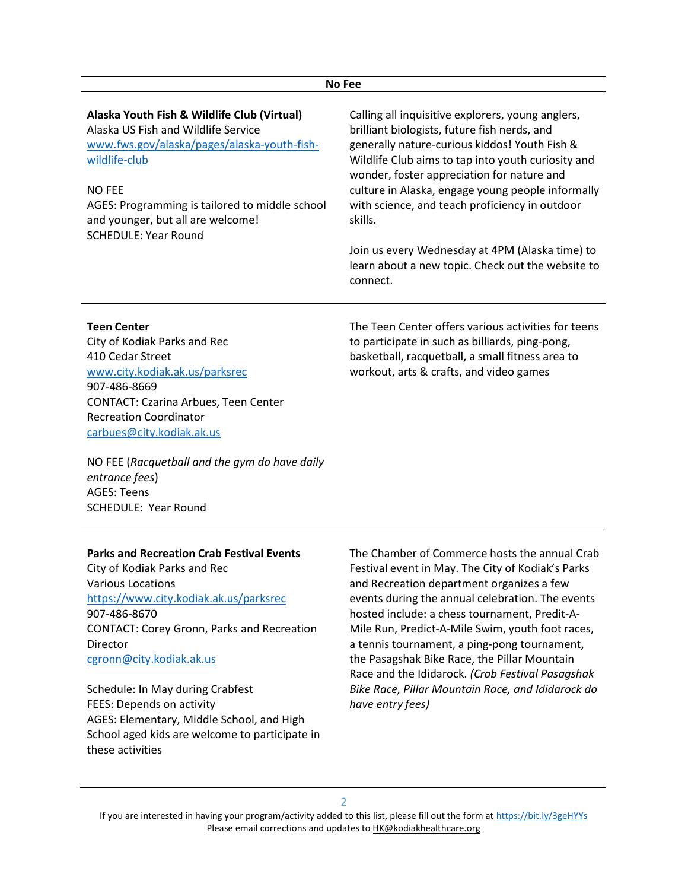## No Fee

**Alaska Youth Fish & Wildlife Club (Virtual)**
Alaska US Fish and Wildlife Service
[www.fws.gov/alaska/pages/alaska-youth-fish-wildlife-club](http://www.fws.gov/alaska/pages/alaska-youth-fish-wildlife-club)

NO FEE
AGES: Programming is tailored to middle school and younger, but all are welcome!
SCHEDULE: Year Round

Calling all inquisitive explorers, young anglers, brilliant biologists, future fish nerds, and generally nature-curious kiddos! Youth Fish & Wildlife Club aims to tap into youth curiosity and wonder, foster appreciation for nature and culture in Alaska, engage young people informally with science, and teach proficiency in outdoor skills.

Join us every Wednesday at 4PM (Alaska time) to learn about a new topic. Check out the website to connect.

---

**Teen Center**
City of Kodiak Parks and Rec
410 Cedar Street
[www.city.kodiak.ak.us/parksrec](http://www.city.kodiak.ak.us/parksrec)
907-486-8669
CONTACT: Czarina Arbues, Teen Center Recreation Coordinator
[carbues@city.kodiak.ak.us](mailto:carbues@city.kodiak.ak.us)

NO FEE (*Racquetball and the gym do have daily entrance fees*)
AGES: Teens
SCHEDULE: Year Round

The Teen Center offers various activities for teens to participate in such as billiards, ping-pong, basketball, racquetball, a small fitness area to workout, arts & crafts, and video games

---

**Parks and Recreation Crab Festival Events**
City of Kodiak Parks and Rec
Various Locations
[https://www.city.kodiak.ak.us/parksrec](https://www.city.kodiak.ak.us/parksrec)
907-486-8670
CONTACT: Corey Gronn, Parks and Recreation Director
[cgronn@city.kodiak.ak.us](mailto:cgronn@city.kodiak.ak.us)

Schedule: In May during Crabfest
FEES: Depends on activity
AGES: Elementary, Middle School, and High School aged kids are welcome to participate in these activities

The Chamber of Commerce hosts the annual Crab Festival event in May. The City of Kodiak's Parks and Recreation department organizes a few events during the annual celebration. The events hosted include: a chess tournament, Predit-A-Mile Run, Predict-A-Mile Swim, youth foot races, a tennis tournament, a ping-pong tournament, the Pasagshak Bike Race, the Pillar Mountain Race and the Ididarock. *(Crab Festival Pasagshak Bike Race, Pillar Mountain Race, and Ididarock do have entry fees)*

---

If you are interested in having your program/activity added to this list, please fill out the form at [https://bit.ly/3geHYYs](https://bit.ly/3geHYYs)
Please email corrections and updates to [HK@kodiakhealthcare.org](mailto:HK@kodiakhealthcare.org)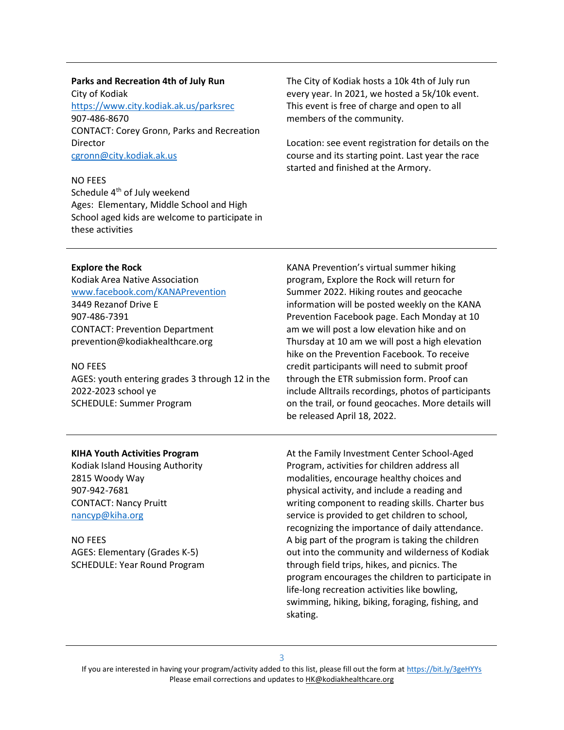**Parks and Recreation 4th of July Run**

City of Kodiak
https://www.city.kodiak.ak.us/parksrec
907-486-8670
CONTACT: Corey Gronn, Parks and Recreation Director
cgronn@city.kodiak.ak.us

NO FEES
Schedule 4th of July weekend
Ages: Elementary, Middle School and High School aged kids are welcome to participate in these activities

The City of Kodiak hosts a 10k 4th of July run every year. In 2021, we hosted a 5k/10k event. This event is free of charge and open to all members of the community.

Location: see event registration for details on the course and its starting point. Last year the race started and finished at the Armory.

---

**Explore the Rock**

Kodiak Area Native Association
www.facebook.com/KANAPrevention
3449 Rezanof Drive E
907-486-7391
CONTACT: Prevention Department
prevention@kodiakhealthcare.org

NO FEES
AGES: youth entering grades 3 through 12 in the 2022-2023 school ye
SCHEDULE: Summer Program

KANA Prevention's virtual summer hiking program, Explore the Rock will return for Summer 2022. Hiking routes and geocache information will be posted weekly on the KANA Prevention Facebook page. Each Monday at 10 am we will post a low elevation hike and on Thursday at 10 am we will post a high elevation hike on the Prevention Facebook. To receive credit participants will need to submit proof through the ETR submission form. Proof can include Alltrails recordings, photos of participants on the trail, or found geocaches. More details will be released April 18, 2022.

---

**KIHA Youth Activities Program**

Kodiak Island Housing Authority
2815 Woody Way
907-942-7681
CONTACT: Nancy Pruitt
nancyp@kiha.org

NO FEES
AGES: Elementary (Grades K-5)
SCHEDULE: Year Round Program

At the Family Investment Center School-Aged Program, activities for children address all modalities, encourage healthy choices and physical activity, and include a reading and writing component to reading skills. Charter bus service is provided to get children to school, recognizing the importance of daily attendance. A big part of the program is taking the children out into the community and wilderness of Kodiak through field trips, hikes, and picnics. The program encourages the children to participate in life-long recreation activities like bowling, swimming, hiking, biking, foraging, fishing, and skating.

---

If you are interested in having your program/activity added to this list, please fill out the form at https://bit.ly/3geHYYs
Please email corrections and updates to HK@kodiakhealthcare.org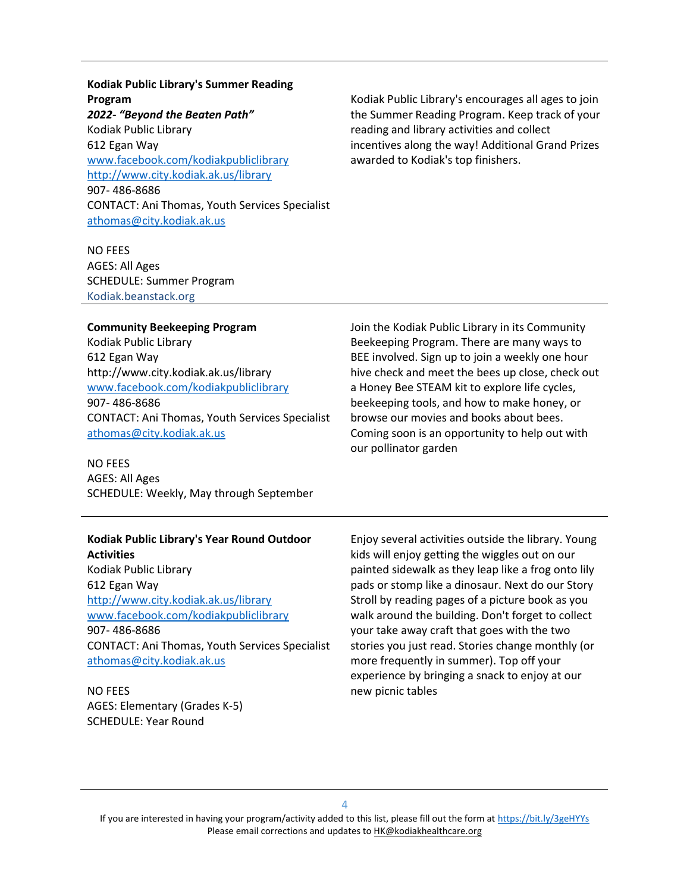**Kodiak Public Library's Summer Reading Program**

***2022- "Beyond the Beaten Path"***

Kodiak Public Library
612 Egan Way
www.facebook.com/kodiakpubliclibrary
http://www.city.kodiak.ak.us/library
907- 486-8686
CONTACT: Ani Thomas, Youth Services Specialist
athomas@city.kodiak.ak.us

NO FEES
AGES: All Ages
SCHEDULE: Summer Program
Kodiak.beanstack.org

Kodiak Public Library's encourages all ages to join the Summer Reading Program. Keep track of your reading and library activities and collect incentives along the way! Additional Grand Prizes awarded to Kodiak's top finishers.

---

**Community Beekeeping Program**

Kodiak Public Library
612 Egan Way
http://www.city.kodiak.ak.us/library
www.facebook.com/kodiakpubliclibrary
907- 486-8686
CONTACT: Ani Thomas, Youth Services Specialist
athomas@city.kodiak.ak.us

NO FEES
AGES: All Ages
SCHEDULE: Weekly, May through September

Join the Kodiak Public Library in its Community Beekeeping Program. There are many ways to BEE involved. Sign up to join a weekly one hour hive check and meet the bees up close, check out a Honey Bee STEAM kit to explore life cycles, beekeeping tools, and how to make honey, or browse our movies and books about bees. Coming soon is an opportunity to help out with our pollinator garden

---

**Kodiak Public Library's Year Round Outdoor Activities**

Kodiak Public Library
612 Egan Way
http://www.city.kodiak.ak.us/library
www.facebook.com/kodiakpubliclibrary
907- 486-8686
CONTACT: Ani Thomas, Youth Services Specialist
athomas@city.kodiak.ak.us

NO FEES
AGES: Elementary (Grades K-5)
SCHEDULE: Year Round

Enjoy several activities outside the library. Young kids will enjoy getting the wiggles out on our painted sidewalk as they leap like a frog onto lily pads or stomp like a dinosaur. Next do our Story Stroll by reading pages of a picture book as you walk around the building. Don't forget to collect your take away craft that goes with the two stories you just read. Stories change monthly (or more frequently in summer). Top off your experience by bringing a snack to enjoy at our new picnic tables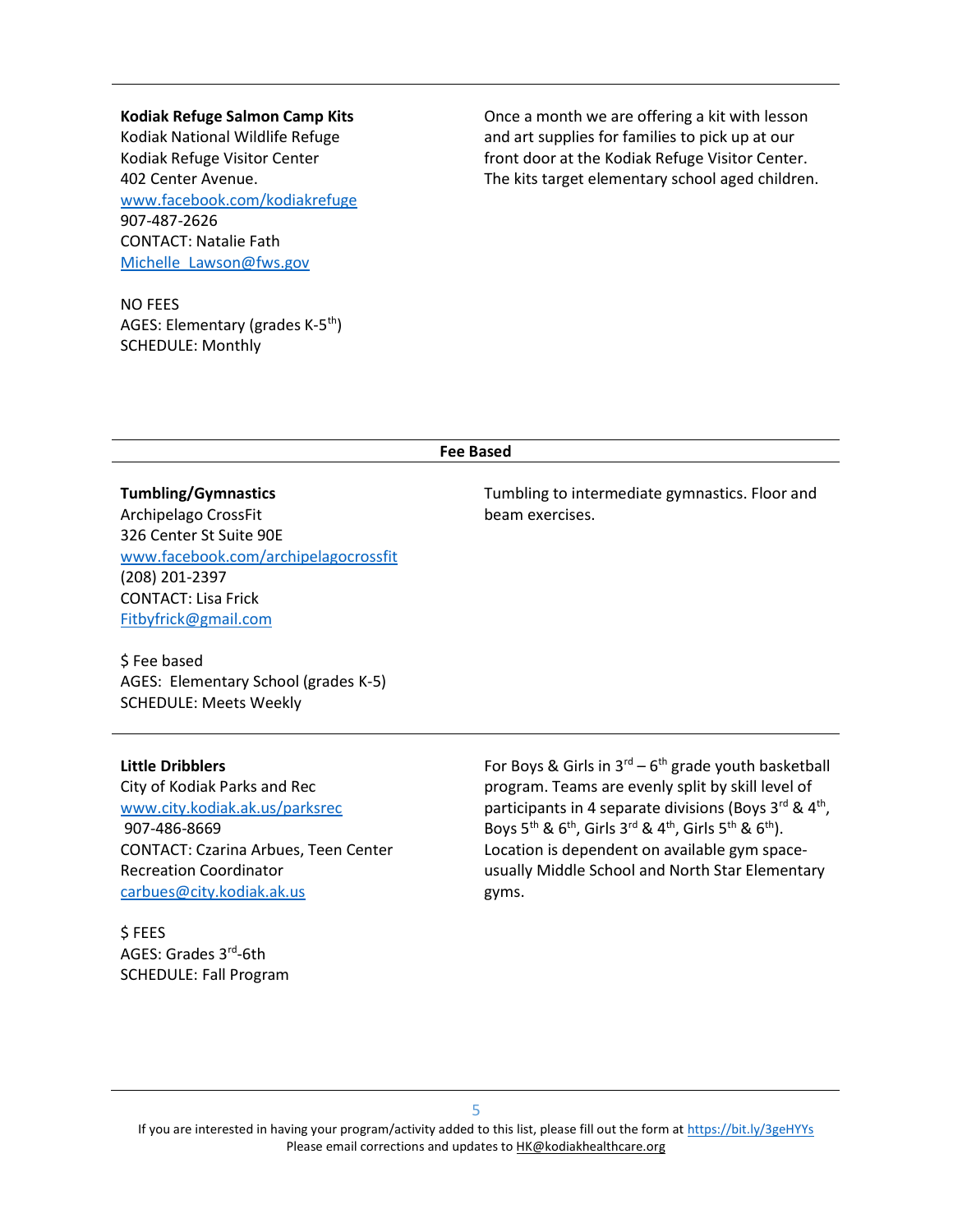**Kodiak Refuge Salmon Camp Kits**
Kodiak National Wildlife Refuge
Kodiak Refuge Visitor Center
402 Center Avenue.
www.facebook.com/kodiakrefuge
907-487-2626
CONTACT: Natalie Fath
Michelle_Lawson@fws.gov

NO FEES
AGES: Elementary (grades K-5th)
SCHEDULE: Monthly

Once a month we are offering a kit with lesson and art supplies for families to pick up at our front door at the Kodiak Refuge Visitor Center. The kits target elementary school aged children.

---

## Fee Based

**Tumbling/Gymnastics**
Archipelago CrossFit
326 Center St Suite 90E
www.facebook.com/archipelagocrossfit
(208) 201-2397
CONTACT: Lisa Frick
Fitbyfrick@gmail.com

$ Fee based
AGES: Elementary School (grades K-5)
SCHEDULE: Meets Weekly

Tumbling to intermediate gymnastics. Floor and beam exercises.

---

**Little Dribblers**
City of Kodiak Parks and Rec
www.city.kodiak.ak.us/parksrec
907-486-8669
CONTACT: Czarina Arbues, Teen Center Recreation Coordinator
carbues@city.kodiak.ak.us

$ FEES
AGES: Grades 3rd-6th
SCHEDULE: Fall Program

For Boys & Girls in 3rd – 6th grade youth basketball program. Teams are evenly split by skill level of participants in 4 separate divisions (Boys 3rd & 4th, Boys 5th & 6th, Girls 3rd & 4th, Girls 5th & 6th). Location is dependent on available gym space- usually Middle School and North Star Elementary gyms.

If you are interested in having your program/activity added to this list, please fill out the form at https://bit.ly/3geHYYs
Please email corrections and updates to HK@kodiakhealthcare.org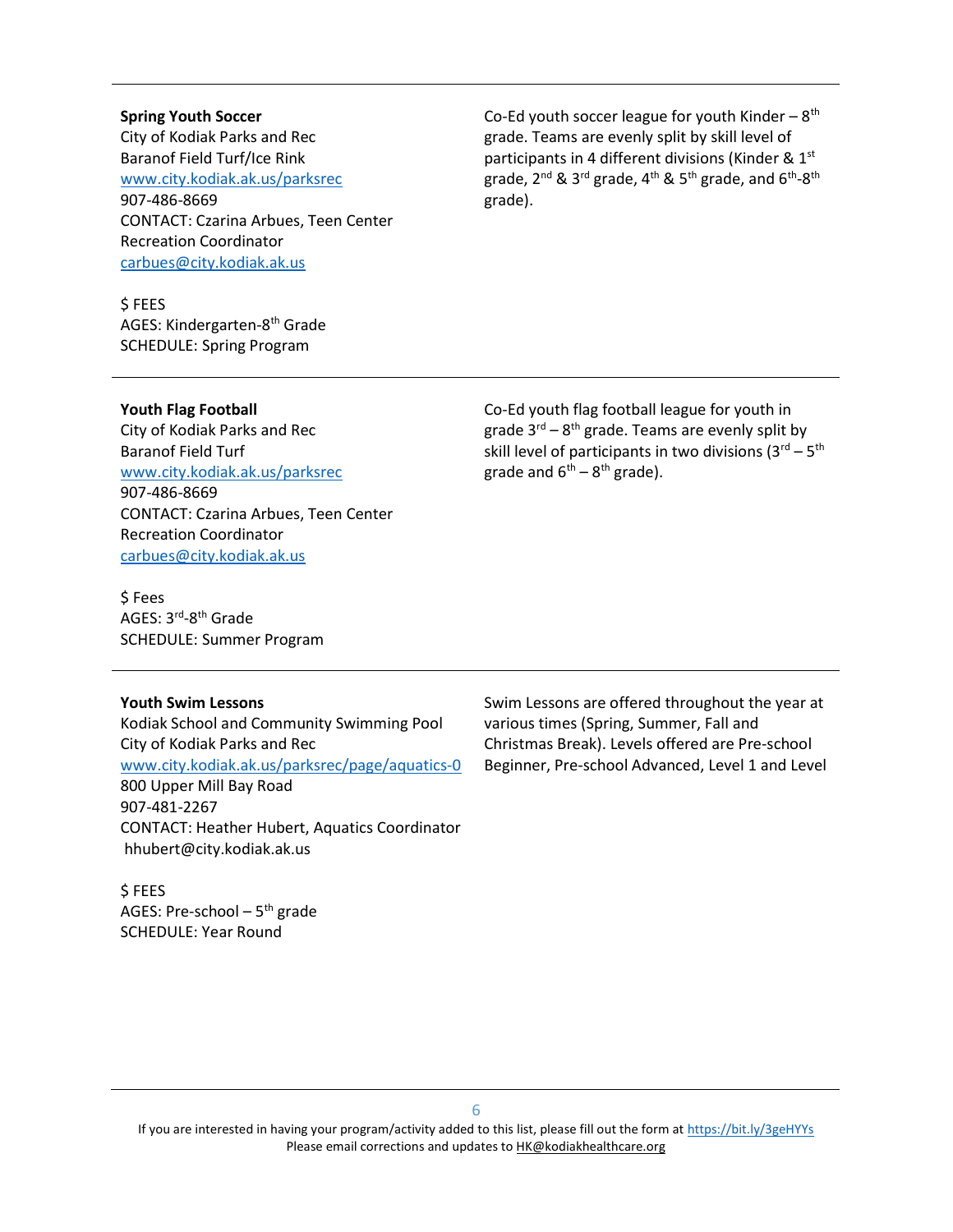**Spring Youth Soccer**
City of Kodiak Parks and Rec
Baranof Field Turf/Ice Rink
www.city.kodiak.ak.us/parksrec
907-486-8669
CONTACT: Czarina Arbues, Teen Center Recreation Coordinator
carbues@city.kodiak.ak.us

$ FEES
AGES: Kindergarten-8th Grade
SCHEDULE: Spring Program

Co-Ed youth soccer league for youth Kinder – 8th grade. Teams are evenly split by skill level of participants in 4 different divisions (Kinder & 1st grade, 2nd & 3rd grade, 4th & 5th grade, and 6th-8th grade).

---

**Youth Flag Football**
City of Kodiak Parks and Rec
Baranof Field Turf
www.city.kodiak.ak.us/parksrec
907-486-8669
CONTACT: Czarina Arbues, Teen Center Recreation Coordinator
carbues@city.kodiak.ak.us

$ Fees
AGES: 3rd-8th Grade
SCHEDULE: Summer Program

Co-Ed youth flag football league for youth in grade 3rd – 8th grade. Teams are evenly split by skill level of participants in two divisions (3rd – 5th grade and 6th – 8th grade).

---

**Youth Swim Lessons**
Kodiak School and Community Swimming Pool
City of Kodiak Parks and Rec
www.city.kodiak.ak.us/parksrec/page/aquatics-0
800 Upper Mill Bay Road
907-481-2267
CONTACT: Heather Hubert, Aquatics Coordinator
hhubert@city.kodiak.ak.us

$ FEES
AGES: Pre-school – 5th grade
SCHEDULE: Year Round

Swim Lessons are offered throughout the year at various times (Spring, Summer, Fall and Christmas Break). Levels offered are Pre-school Beginner, Pre-school Advanced, Level 1 and Level

---

If you are interested in having your program/activity added to this list, please fill out the form at https://bit.ly/3geHYYs
Please email corrections and updates to HK@kodiakhealthcare.org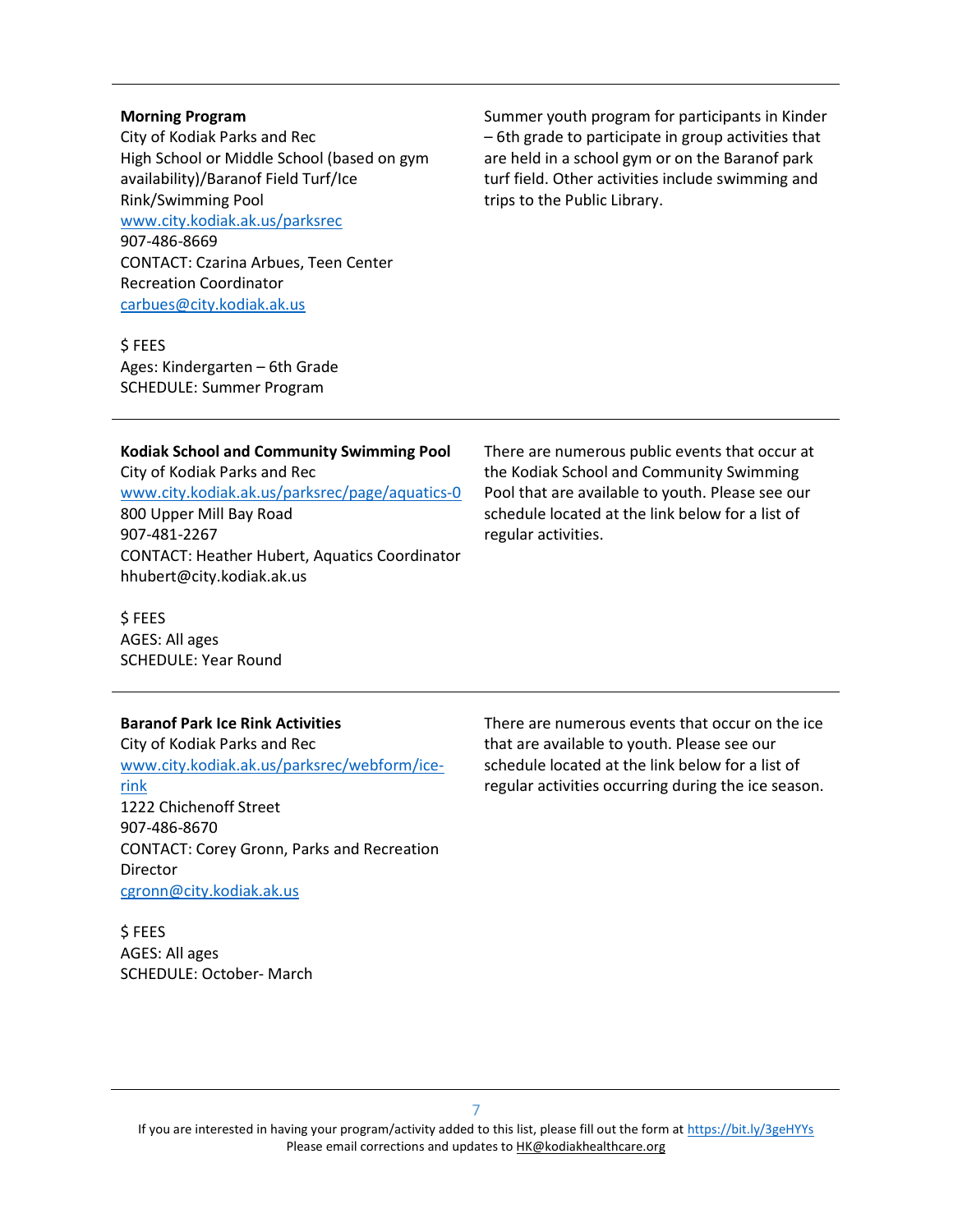**Morning Program**
City of Kodiak Parks and Rec
High School or Middle School (based on gym availability)/Baranof Field Turf/Ice Rink/Swimming Pool
www.city.kodiak.ak.us/parksrec
907-486-8669
CONTACT: Czarina Arbues, Teen Center Recreation Coordinator
carbues@city.kodiak.ak.us

$ FEES
Ages: Kindergarten – 6th Grade
SCHEDULE: Summer Program

Summer youth program for participants in Kinder – 6th grade to participate in group activities that are held in a school gym or on the Baranof park turf field. Other activities include swimming and trips to the Public Library.

---

**Kodiak School and Community Swimming Pool**
City of Kodiak Parks and Rec
www.city.kodiak.ak.us/parksrec/page/aquatics-0
800 Upper Mill Bay Road
907-481-2267
CONTACT: Heather Hubert, Aquatics Coordinator
hhubert@city.kodiak.ak.us

$ FEES
AGES: All ages
SCHEDULE: Year Round

There are numerous public events that occur at the Kodiak School and Community Swimming Pool that are available to youth. Please see our schedule located at the link below for a list of regular activities.

---

**Baranof Park Ice Rink Activities**
City of Kodiak Parks and Rec
www.city.kodiak.ak.us/parksrec/webform/ice-rink
1222 Chichenoff Street
907-486-8670
CONTACT: Corey Gronn, Parks and Recreation Director
cgronn@city.kodiak.ak.us

$ FEES
AGES: All ages
SCHEDULE: October- March

There are numerous events that occur on the ice that are available to youth. Please see our schedule located at the link below for a list of regular activities occurring during the ice season.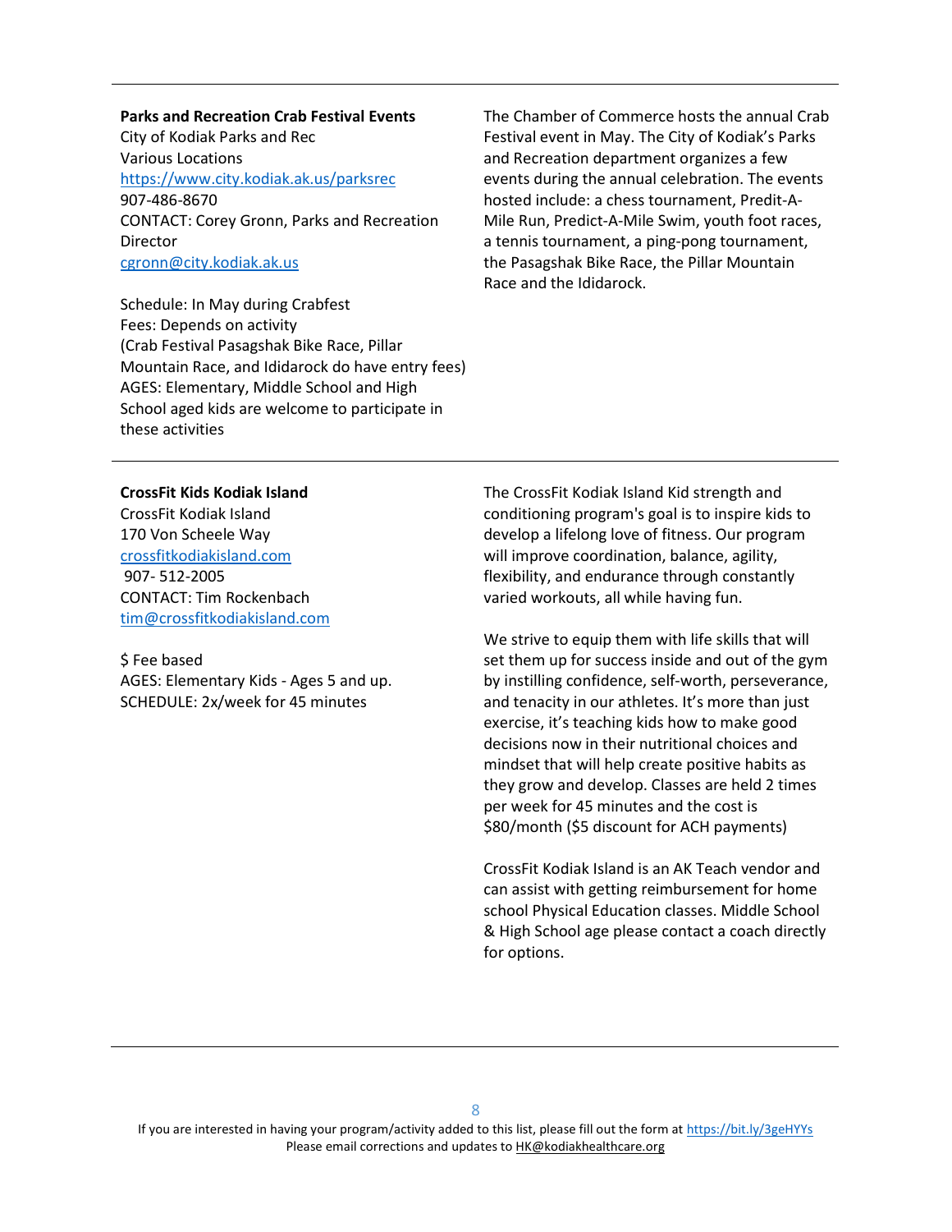**Parks and Recreation Crab Festival Events**
City of Kodiak Parks and Rec
Various Locations
https://www.city.kodiak.ak.us/parksrec
907-486-8670
CONTACT: Corey Gronn, Parks and Recreation Director
cgronn@city.kodiak.ak.us

Schedule: In May during Crabfest
Fees: Depends on activity
(Crab Festival Pasagshak Bike Race, Pillar Mountain Race, and Ididarock do have entry fees)
AGES: Elementary, Middle School and High School aged kids are welcome to participate in these activities

The Chamber of Commerce hosts the annual Crab Festival event in May. The City of Kodiak's Parks and Recreation department organizes a few events during the annual celebration. The events hosted include: a chess tournament, Predit-A-Mile Run, Predict-A-Mile Swim, youth foot races, a tennis tournament, a ping-pong tournament, the Pasagshak Bike Race, the Pillar Mountain Race and the Ididarock.

---

**CrossFit Kids Kodiak Island**
CrossFit Kodiak Island
170 Von Scheele Way
crossfitkodiakisland.com
907- 512-2005
CONTACT: Tim Rockenbach
tim@crossfitkodiakisland.com

$ Fee based
AGES: Elementary Kids - Ages 5 and up.
SCHEDULE: 2x/week for 45 minutes

The CrossFit Kodiak Island Kid strength and conditioning program's goal is to inspire kids to develop a lifelong love of fitness. Our program will improve coordination, balance, agility, flexibility, and endurance through constantly varied workouts, all while having fun.

We strive to equip them with life skills that will set them up for success inside and out of the gym by instilling confidence, self-worth, perseverance, and tenacity in our athletes. It's more than just exercise, it's teaching kids how to make good decisions now in their nutritional choices and mindset that will help create positive habits as they grow and develop. Classes are held 2 times per week for 45 minutes and the cost is $80/month ($5 discount for ACH payments)

CrossFit Kodiak Island is an AK Teach vendor and can assist with getting reimbursement for home school Physical Education classes. Middle School & High School age please contact a coach directly for options.

---

If you are interested in having your program/activity added to this list, please fill out the form at https://bit.ly/3geHYYs
Please email corrections and updates to HK@kodiakhealthcare.org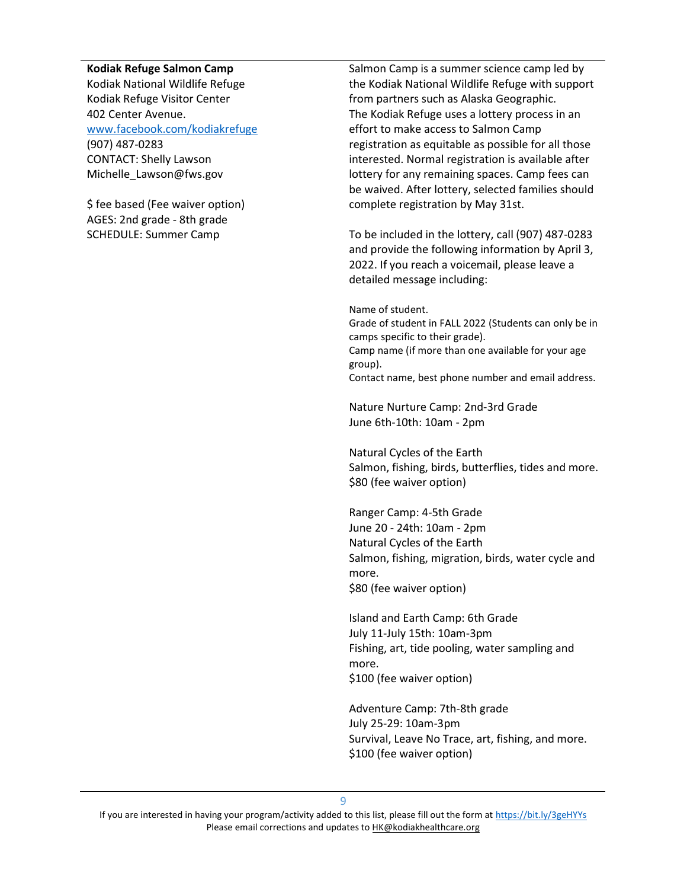**Kodiak Refuge Salmon Camp**
Kodiak National Wildlife Refuge
Kodiak Refuge Visitor Center
402 Center Avenue.
[www.facebook.com/kodiakrefuge](http://www.facebook.com/kodiakrefuge)
(907) 487-0283
CONTACT: Shelly Lawson
Michelle_Lawson@fws.gov

$ fee based (Fee waiver option)
AGES: 2nd grade - 8th grade
SCHEDULE: Summer Camp

Salmon Camp is a summer science camp led by the Kodiak National Wildlife Refuge with support from partners such as Alaska Geographic. The Kodiak Refuge uses a lottery process in an effort to make access to Salmon Camp registration as equitable as possible for all those interested. Normal registration is available after lottery for any remaining spaces. Camp fees can be waived. After lottery, selected families should complete registration by May 31st.

To be included in the lottery, call (907) 487-0283 and provide the following information by April 3, 2022. If you reach a voicemail, please leave a detailed message including:

Name of student.
Grade of student in FALL 2022 (Students can only be in camps specific to their grade).
Camp name (if more than one available for your age group).
Contact name, best phone number and email address.

Nature Nurture Camp: 2nd-3rd Grade
June 6th-10th: 10am - 2pm

Natural Cycles of the Earth
Salmon, fishing, birds, butterflies, tides and more.
$80 (fee waiver option)

Ranger Camp: 4-5th Grade
June 20 - 24th: 10am - 2pm
Natural Cycles of the Earth
Salmon, fishing, migration, birds, water cycle and more.
$80 (fee waiver option)

Island and Earth Camp: 6th Grade
July 11-July 15th: 10am-3pm
Fishing, art, tide pooling, water sampling and more.
$100 (fee waiver option)

Adventure Camp: 7th-8th grade
July 25-29: 10am-3pm
Survival, Leave No Trace, art, fishing, and more.
$100 (fee waiver option)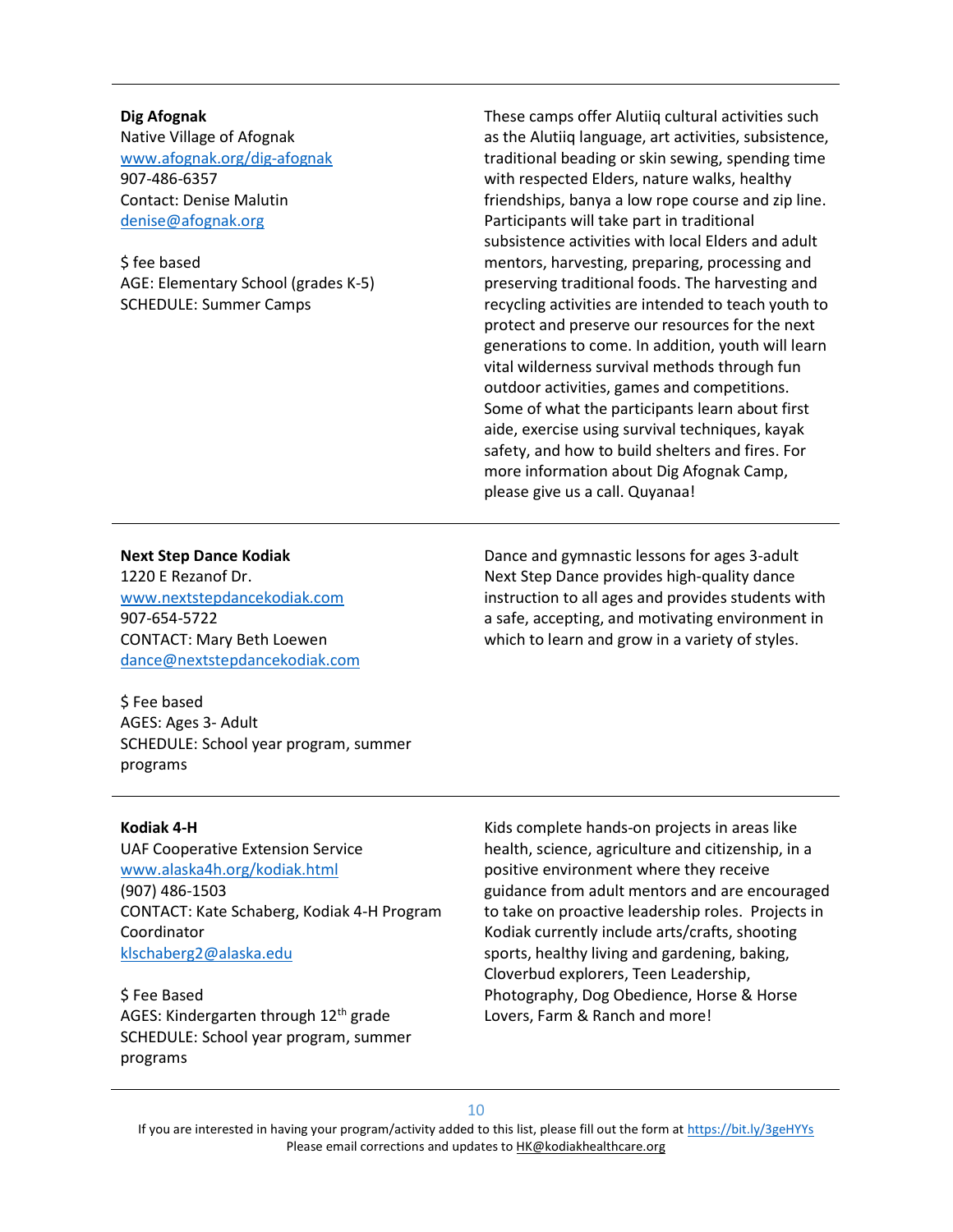**Dig Afognak**
Native Village of Afognak
www.afognak.org/dig-afognak
907-486-6357
Contact: Denise Malutin
denise@afognak.org

$ fee based
AGE: Elementary School (grades K-5)
SCHEDULE: Summer Camps

These camps offer Alutiiq cultural activities such as the Alutiiq language, art activities, subsistence, traditional beading or skin sewing, spending time with respected Elders, nature walks, healthy friendships, banya a low rope course and zip line. Participants will take part in traditional subsistence activities with local Elders and adult mentors, harvesting, preparing, processing and preserving traditional foods. The harvesting and recycling activities are intended to teach youth to protect and preserve our resources for the next generations to come. In addition, youth will learn vital wilderness survival methods through fun outdoor activities, games and competitions. Some of what the participants learn about first aide, exercise using survival techniques, kayak safety, and how to build shelters and fires. For more information about Dig Afognak Camp, please give us a call. Quyanaa!

---

**Next Step Dance Kodiak**
1220 E Rezanof Dr.
www.nextstepdancekodiak.com
907-654-5722
CONTACT: Mary Beth Loewen
dance@nextstepdancekodiak.com

$ Fee based
AGES: Ages 3- Adult
SCHEDULE: School year program, summer programs

Dance and gymnastic lessons for ages 3-adult
Next Step Dance provides high-quality dance instruction to all ages and provides students with a safe, accepting, and motivating environment in which to learn and grow in a variety of styles.

---

**Kodiak 4-H**
UAF Cooperative Extension Service
www.alaska4h.org/kodiak.html
(907) 486-1503
CONTACT: Kate Schaberg, Kodiak 4-H Program Coordinator
klschaberg2@alaska.edu

$ Fee Based
AGES: Kindergarten through 12th grade
SCHEDULE: School year program, summer programs

Kids complete hands-on projects in areas like health, science, agriculture and citizenship, in a positive environment where they receive guidance from adult mentors and are encouraged to take on proactive leadership roles. Projects in Kodiak currently include arts/crafts, shooting sports, healthy living and gardening, baking, Cloverbud explorers, Teen Leadership, Photography, Dog Obedience, Horse & Horse Lovers, Farm & Ranch and more!

---

If you are interested in having your program/activity added to this list, please fill out the form at https://bit.ly/3geHYYs
Please email corrections and updates to HK@kodiakhealthcare.org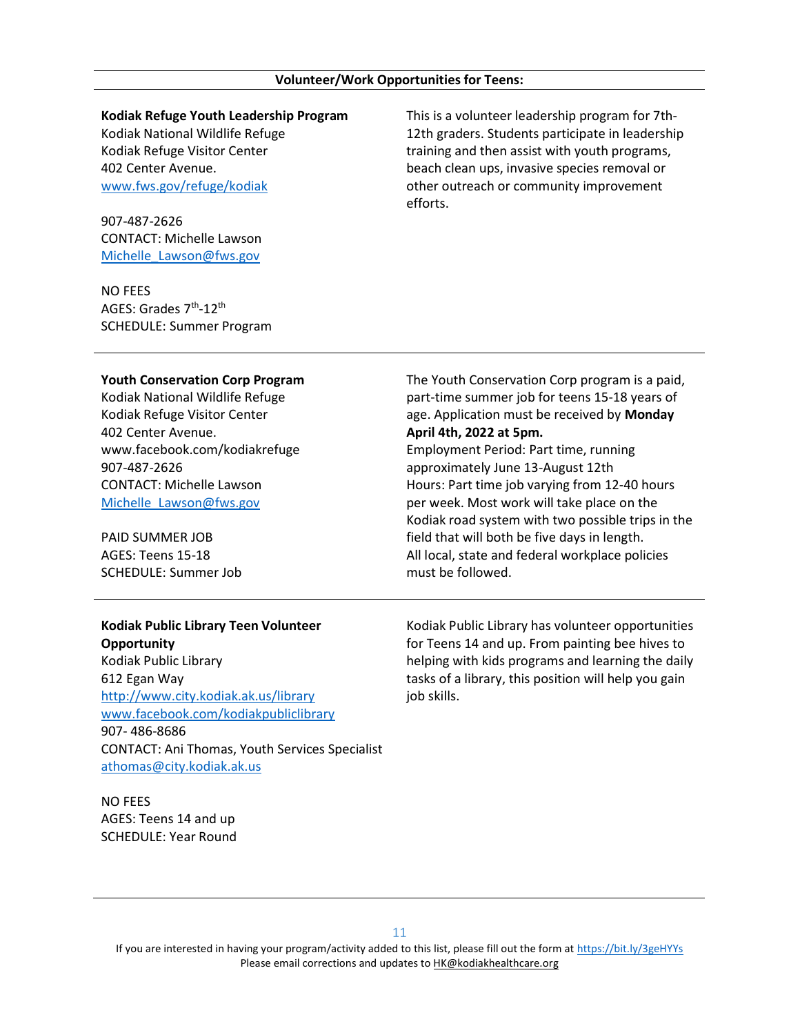**Volunteer/Work Opportunities for Teens:**

---

**Kodiak Refuge Youth Leadership Program**
Kodiak National Wildlife Refuge
Kodiak Refuge Visitor Center
402 Center Avenue.
www.fws.gov/refuge/kodiak

907-487-2626
CONTACT: Michelle Lawson
Michelle_Lawson@fws.gov

NO FEES
AGES: Grades 7th-12th
SCHEDULE: Summer Program

This is a volunteer leadership program for 7th-12th graders. Students participate in leadership training and then assist with youth programs, beach clean ups, invasive species removal or other outreach or community improvement efforts.

---

**Youth Conservation Corp Program**
Kodiak National Wildlife Refuge
Kodiak Refuge Visitor Center
402 Center Avenue.
www.facebook.com/kodiakrefuge
907-487-2626
CONTACT: Michelle Lawson
Michelle_Lawson@fws.gov

PAID SUMMER JOB
AGES: Teens 15-18
SCHEDULE: Summer Job

The Youth Conservation Corp program is a paid, part-time summer job for teens 15-18 years of age. Application must be received by **Monday April 4th, 2022 at 5pm.**
Employment Period: Part time, running approximately June 13-August 12th
Hours: Part time job varying from 12-40 hours per week. Most work will take place on the Kodiak road system with two possible trips in the field that will both be five days in length.
All local, state and federal workplace policies must be followed.

---

**Kodiak Public Library Teen Volunteer Opportunity**
Kodiak Public Library
612 Egan Way
http://www.city.kodiak.ak.us/library
www.facebook.com/kodiakpubliclibrary
907- 486-8686
CONTACT: Ani Thomas, Youth Services Specialist
athomas@city.kodiak.ak.us

NO FEES
AGES: Teens 14 and up
SCHEDULE: Year Round

Kodiak Public Library has volunteer opportunities for Teens 14 and up. From painting bee hives to helping with kids programs and learning the daily tasks of a library, this position will help you gain job skills.

---

If you are interested in having your program/activity added to this list, please fill out the form at https://bit.ly/3geHYYs
Please email corrections and updates to HK@kodiakhealthcare.org